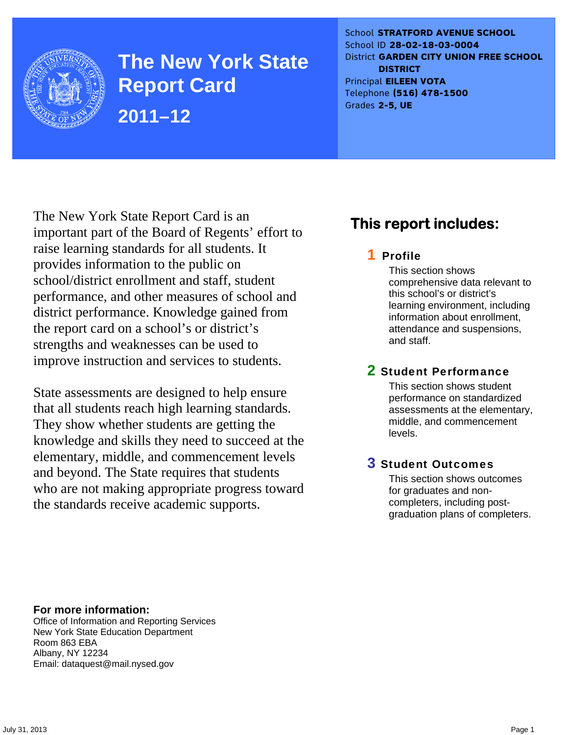# The New York State Report Card

## 2011–12

School **STRATFORD AVENUE SCHOOL**
School ID **28-02-18-03-0004**
District **GARDEN CITY UNION FREE SCHOOL DISTRICT**
Principal **EILEEN VOTA**
Telephone **(516) 478-1500**
Grades **2-5, UE**

The New York State Report Card is an important part of the Board of Regents' effort to raise learning standards for all students. It provides information to the public on school/district enrollment and staff, student performance, and other measures of school and district performance. Knowledge gained from the report card on a school's or district's strengths and weaknesses can be used to improve instruction and services to students.

State assessments are designed to help ensure that all students reach high learning standards. They show whether students are getting the knowledge and skills they need to succeed at the elementary, middle, and commencement levels and beyond. The State requires that students who are not making appropriate progress toward the standards receive academic supports.

## This report includes:

### 1 Profile

This section shows comprehensive data relevant to this school's or district's learning environment, including information about enrollment, attendance and suspensions, and staff.

### 2 Student Performance

This section shows student performance on standardized assessments at the elementary, middle, and commencement levels.

### 3 Student Outcomes

This section shows outcomes for graduates and non-completers, including post-graduation plans of completers.

**For more information:**
Office of Information and Reporting Services
New York State Education Department
Room 863 EBA
Albany, NY 12234
Email: dataquest@mail.nysed.gov

July 31, 2013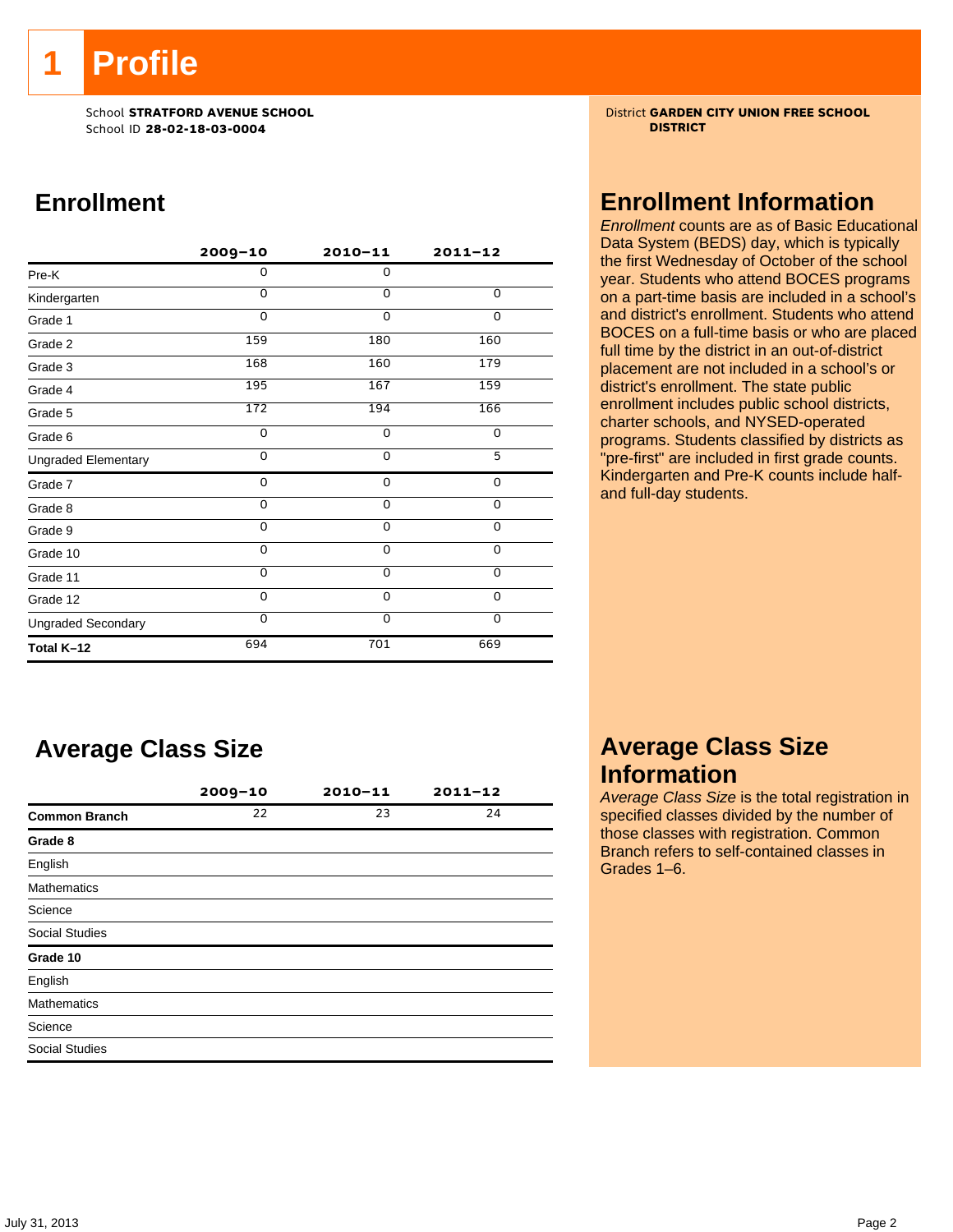# 1 Profile

School **STRATFORD AVENUE SCHOOL**
School ID **28-02-18-03-0004**

District **GARDEN CITY UNION FREE SCHOOL DISTRICT**

## Enrollment

| | 2009–10 | 2010–11 | 2011–12 |
|---|---|---|---|
| Pre-K | 0 | 0 | |
| Kindergarten | 0 | 0 | 0 |
| Grade 1 | 0 | 0 | 0 |
| Grade 2 | 159 | 180 | 160 |
| Grade 3 | 168 | 160 | 179 |
| Grade 4 | 195 | 167 | 159 |
| Grade 5 | 172 | 194 | 166 |
| Grade 6 | 0 | 0 | 0 |
| Ungraded Elementary | 0 | 0 | 5 |
| Grade 7 | 0 | 0 | 0 |
| Grade 8 | 0 | 0 | 0 |
| Grade 9 | 0 | 0 | 0 |
| Grade 10 | 0 | 0 | 0 |
| Grade 11 | 0 | 0 | 0 |
| Grade 12 | 0 | 0 | 0 |
| Ungraded Secondary | 0 | 0 | 0 |
| **Total K–12** | 694 | 701 | 669 |

## Enrollment Information

*Enrollment* counts are as of Basic Educational Data System (BEDS) day, which is typically the first Wednesday of October of the school year. Students who attend BOCES programs on a part-time basis are included in a school's and district's enrollment. Students who attend BOCES on a full-time basis or who are placed full time by the district in an out-of-district placement are not included in a school's or district's enrollment. The state public enrollment includes public school districts, charter schools, and NYSED-operated programs. Students classified by districts as "pre-first" are included in first grade counts. Kindergarten and Pre-K counts include half- and full-day students.

## Average Class Size

| | 2009–10 | 2010–11 | 2011–12 |
|---|---|---|---|
| **Common Branch** | 22 | 23 | 24 |
| **Grade 8** | | | |
| English | | | |
| Mathematics | | | |
| Science | | | |
| Social Studies | | | |
| **Grade 10** | | | |
| English | | | |
| Mathematics | | | |
| Science | | | |
| Social Studies | | | |

## Average Class Size Information

*Average Class Size* is the total registration in specified classes divided by the number of those classes with registration. Common Branch refers to self-contained classes in Grades 1–6.

July 31, 2013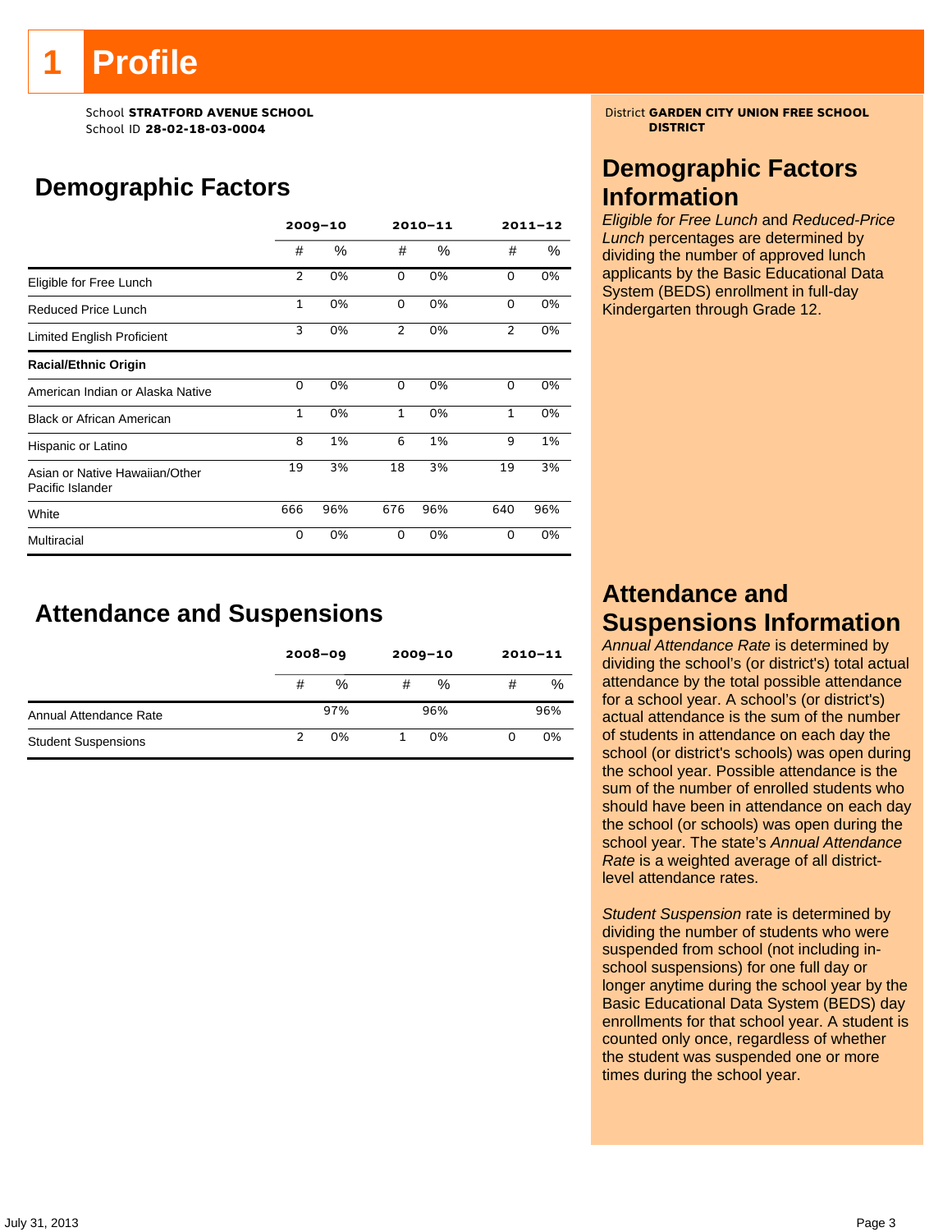# 1 Profile

School **STRATFORD AVENUE SCHOOL**
School ID **28-02-18-03-0004**

District **GARDEN CITY UNION FREE SCHOOL DISTRICT**

## Demographic Factors

| | 2009–10 | | 2010–11 | | 2011–12 | |
|---|---|---|---|---|---|---|
| | # | % | # | % | # | % |
| Eligible for Free Lunch | 2 | 0% | 0 | 0% | 0 | 0% |
| Reduced Price Lunch | 1 | 0% | 0 | 0% | 0 | 0% |
| Limited English Proficient | 3 | 0% | 2 | 0% | 2 | 0% |
| **Racial/Ethnic Origin** | | | | | | |
| American Indian or Alaska Native | 0 | 0% | 0 | 0% | 0 | 0% |
| Black or African American | 1 | 0% | 1 | 0% | 1 | 0% |
| Hispanic or Latino | 8 | 1% | 6 | 1% | 9 | 1% |
| Asian or Native Hawaiian/Other Pacific Islander | 19 | 3% | 18 | 3% | 19 | 3% |
| White | 666 | 96% | 676 | 96% | 640 | 96% |
| Multiracial | 0 | 0% | 0 | 0% | 0 | 0% |

## Demographic Factors Information

*Eligible for Free Lunch* and *Reduced-Price Lunch* percentages are determined by dividing the number of approved lunch applicants by the Basic Educational Data System (BEDS) enrollment in full-day Kindergarten through Grade 12.

## Attendance and Suspensions

| | 2008–09 | | 2009–10 | | 2010–11 | |
|---|---|---|---|---|---|---|
| | # | % | # | % | # | % |
| Annual Attendance Rate | | 97% | | 96% | | 96% |
| Student Suspensions | 2 | 0% | 1 | 0% | 0 | 0% |

## Attendance and Suspensions Information

*Annual Attendance Rate* is determined by dividing the school's (or district's) total actual attendance by the total possible attendance for a school year. A school's (or district's) actual attendance is the sum of the number of students in attendance on each day the school (or district's schools) was open during the school year. Possible attendance is the sum of the number of enrolled students who should have been in attendance on each day the school (or schools) was open during the school year. The state's *Annual Attendance Rate* is a weighted average of all district-level attendance rates.

*Student Suspension* rate is determined by dividing the number of students who were suspended from school (not including in-school suspensions) for one full day or longer anytime during the school year by the Basic Educational Data System (BEDS) day enrollments for that school year. A student is counted only once, regardless of whether the student was suspended one or more times during the school year.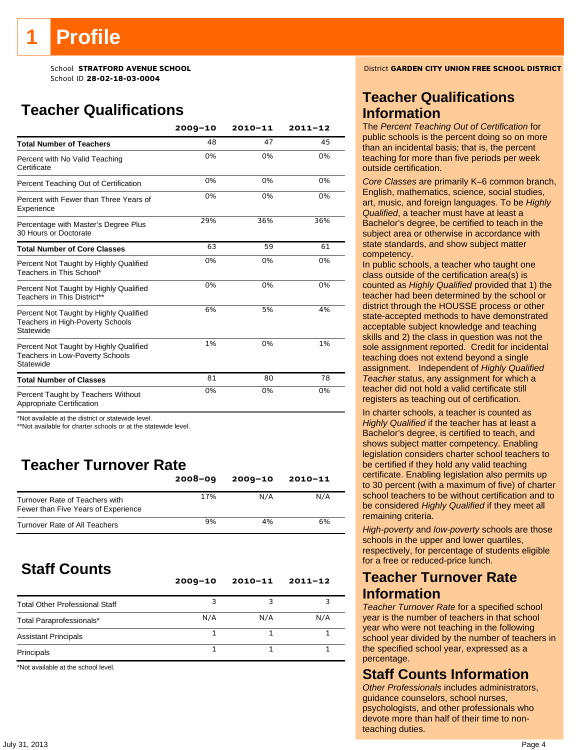# 1 Profile

School **STRATFORD AVENUE SCHOOL**
School ID **28-02-18-03-0004**

District **GARDEN CITY UNION FREE SCHOOL DISTRICT**

## Teacher Qualifications

| | 2009–10 | 2010–11 | 2011–12 |
|---|---|---|---|
| **Total Number of Teachers** | 48 | 47 | 45 |
| Percent with No Valid Teaching Certificate | 0% | 0% | 0% |
| Percent Teaching Out of Certification | 0% | 0% | 0% |
| Percent with Fewer than Three Years of Experience | 0% | 0% | 0% |
| Percentage with Master's Degree Plus 30 Hours or Doctorate | 29% | 36% | 36% |
| **Total Number of Core Classes** | 63 | 59 | 61 |
| Percent Not Taught by Highly Qualified Teachers in This School* | 0% | 0% | 0% |
| Percent Not Taught by Highly Qualified Teachers in This District** | 0% | 0% | 0% |
| Percent Not Taught by Highly Qualified Teachers in High-Poverty Schools Statewide | 6% | 5% | 4% |
| Percent Not Taught by Highly Qualified Teachers in Low-Poverty Schools Statewide | 1% | 0% | 1% |
| **Total Number of Classes** | 81 | 80 | 78 |
| Percent Taught by Teachers Without Appropriate Certification | 0% | 0% | 0% |

*Not available at the district or statewide level.
**Not available for charter schools or at the statewide level.

## Teacher Turnover Rate

| | 2008–09 | 2009–10 | 2010–11 |
|---|---|---|---|
| Turnover Rate of Teachers with Fewer than Five Years of Experience | 17% | N/A | N/A |
| Turnover Rate of All Teachers | 9% | 4% | 6% |

## Staff Counts

| | 2009–10 | 2010–11 | 2011–12 |
|---|---|---|---|
| Total Other Professional Staff | 3 | 3 | 3 |
| Total Paraprofessionals* | N/A | N/A | N/A |
| Assistant Principals | 1 | 1 | 1 |
| Principals | 1 | 1 | 1 |

*Not available at the school level.

## Teacher Qualifications Information

The *Percent Teaching Out of Certification* for public schools is the percent doing so on more than an incidental basis; that is, the percent teaching for more than five periods per week outside certification.

*Core Classes* are primarily K–6 common branch, English, mathematics, science, social studies, art, music, and foreign languages. To be *Highly Qualified*, a teacher must have at least a Bachelor's degree, be certified to teach in the subject area or otherwise in accordance with state standards, and show subject matter competency.

In public schools, a teacher who taught one class outside of the certification area(s) is counted as *Highly Qualified* provided that 1) the teacher had been determined by the school or district through the HOUSSE process or other state-accepted methods to have demonstrated acceptable subject knowledge and teaching skills and 2) the class in question was not the sole assignment reported. Credit for incidental teaching does not extend beyond a single assignment. Independent of *Highly Qualified Teacher* status, any assignment for which a teacher did not hold a valid certificate still registers as teaching out of certification.

In charter schools, a teacher is counted as *Highly Qualified* if the teacher has at least a Bachelor's degree, is certified to teach, and shows subject matter competency. Enabling legislation considers charter school teachers to be certified if they hold any valid teaching certificate. Enabling legislation also permits up to 30 percent (with a maximum of five) of charter school teachers to be without certification and to be considered *Highly Qualified* if they meet all remaining criteria.

*High-poverty* and *low-poverty* schools are those schools in the upper and lower quartiles, respectively, for percentage of students eligible for a free or reduced-price lunch.

## Teacher Turnover Rate Information

*Teacher Turnover Rate* for a specified school year is the number of teachers in that school year who were not teaching in the following school year divided by the number of teachers in the specified school year, expressed as a percentage.

## Staff Counts Information

*Other Professionals* includes administrators, guidance counselors, school nurses, psychologists, and other professionals who devote more than half of their time to non-teaching duties.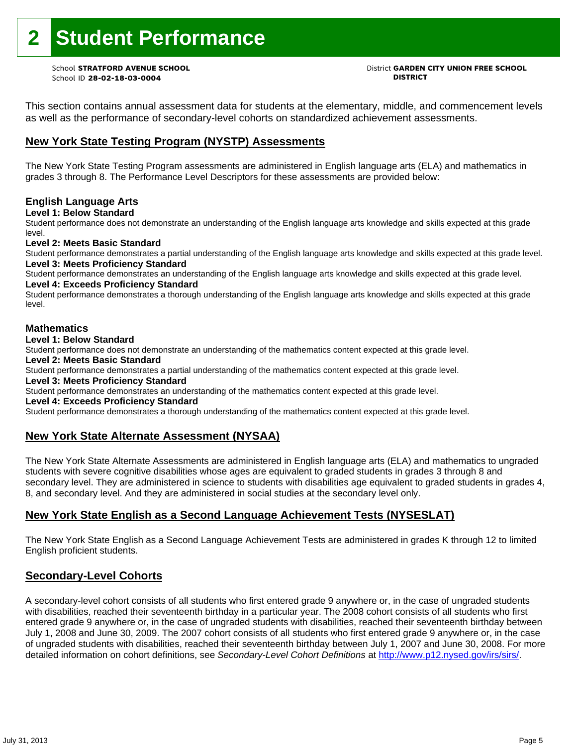# 2 Student Performance

School **STRATFORD AVENUE SCHOOL**
School ID **28-02-18-03-0004**

District **GARDEN CITY UNION FREE SCHOOL DISTRICT**

This section contains annual assessment data for students at the elementary, middle, and commencement levels as well as the performance of secondary-level cohorts on standardized achievement assessments.

## New York State Testing Program (NYSTP) Assessments

The New York State Testing Program assessments are administered in English language arts (ELA) and mathematics in grades 3 through 8. The Performance Level Descriptors for these assessments are provided below:

### English Language Arts

**Level 1: Below Standard**

Student performance does not demonstrate an understanding of the English language arts knowledge and skills expected at this grade level.

**Level 2: Meets Basic Standard**

Student performance demonstrates a partial understanding of the English language arts knowledge and skills expected at this grade level.

**Level 3: Meets Proficiency Standard**

Student performance demonstrates an understanding of the English language arts knowledge and skills expected at this grade level.

**Level 4: Exceeds Proficiency Standard**

Student performance demonstrates a thorough understanding of the English language arts knowledge and skills expected at this grade level.

### Mathematics

**Level 1: Below Standard**

Student performance does not demonstrate an understanding of the mathematics content expected at this grade level.

**Level 2: Meets Basic Standard**

Student performance demonstrates a partial understanding of the mathematics content expected at this grade level.

**Level 3: Meets Proficiency Standard**

Student performance demonstrates an understanding of the mathematics content expected at this grade level.

**Level 4: Exceeds Proficiency Standard**

Student performance demonstrates a thorough understanding of the mathematics content expected at this grade level.

## New York State Alternate Assessment (NYSAA)

The New York State Alternate Assessments are administered in English language arts (ELA) and mathematics to ungraded students with severe cognitive disabilities whose ages are equivalent to graded students in grades 3 through 8 and secondary level. They are administered in science to students with disabilities age equivalent to graded students in grades 4, 8, and secondary level. And they are administered in social studies at the secondary level only.

## New York State English as a Second Language Achievement Tests (NYSESLAT)

The New York State English as a Second Language Achievement Tests are administered in grades K through 12 to limited English proficient students.

## Secondary-Level Cohorts

A secondary-level cohort consists of all students who first entered grade 9 anywhere or, in the case of ungraded students with disabilities, reached their seventeenth birthday in a particular year. The 2008 cohort consists of all students who first entered grade 9 anywhere or, in the case of ungraded students with disabilities, reached their seventeenth birthday between July 1, 2008 and June 30, 2009. The 2007 cohort consists of all students who first entered grade 9 anywhere or, in the case of ungraded students with disabilities, reached their seventeenth birthday between July 1, 2007 and June 30, 2008. For more detailed information on cohort definitions, see *Secondary-Level Cohort Definitions* at http://www.p12.nysed.gov/irs/sirs/.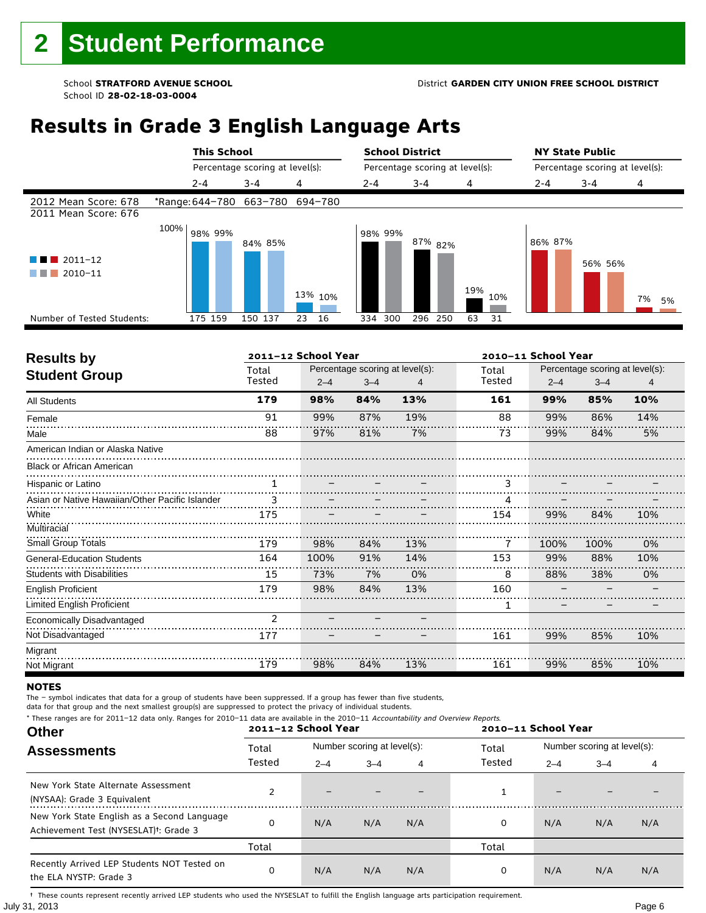# 2 Student Performance

School **STRATFORD AVENUE SCHOOL**
School ID **28-02-18-03-0004**

District **GARDEN CITY UNION FREE SCHOOL DISTRICT**

## Results in Grade 3 English Language Arts

| | This School | | | School District | | | NY State Public | | |
|---|---|---|---|---|---|---|---|---|---|
| | Percentage scoring at level(s): | | | Percentage scoring at level(s): | | | Percentage scoring at level(s): | | |
| | 2-4 | 3-4 | 4 | 2-4 | 3-4 | 4 | 2-4 | 3-4 | 4 |
| 2012 Mean Score: 678 / 2011 Mean Score: 676 | *Range: 644–780 | 663–780 | 694–780 | | | | | | |
| 2011–12 | 98% | 84% | 13% | 98% | 87% | 19% | 86% | 56% | 7% |
| 2010–11 | 99% | 85% | 10% | 99% | 82% | 10% | 87% | 56% | 5% |
| Number of Tested Students (2011–12) | 175 | 150 | 23 | 334 | 296 | 63 | | | |
| Number of Tested Students (2010–11) | 159 | 137 | 16 | 300 | 250 | 31 | | | |

### Results by Student Group

| | 2011–12 School Year | | | | 2010–11 School Year | | | |
|---|---|---|---|---|---|---|---|---|
| | Total Tested | Percentage scoring at level(s): 2–4 | 3–4 | 4 | Total Tested | Percentage scoring at level(s): 2–4 | 3–4 | 4 |
| **All Students** | **179** | **98%** | **84%** | **13%** | **161** | **99%** | **85%** | **10%** |
| Female | 91 | 99% | 87% | 19% | 88 | 99% | 86% | 14% |
| Male | 88 | 97% | 81% | 7% | 73 | 99% | 84% | 5% |
| American Indian or Alaska Native | | | | | | | | |
| Black or African American | | | | | | | | |
| Hispanic or Latino | 1 | – | – | – | 3 | – | – | – |
| Asian or Native Hawaiian/Other Pacific Islander | 3 | – | – | – | 4 | – | – | – |
| White | 175 | – | – | – | 154 | 99% | 84% | 10% |
| Multiracial | | | | | | | | |
| Small Group Totals | 179 | 98% | 84% | 13% | 7 | 100% | 100% | 0% |
| General-Education Students | 164 | 100% | 91% | 14% | 153 | 99% | 88% | 10% |
| Students with Disabilities | 15 | 73% | 7% | 0% | 8 | 88% | 38% | 0% |
| English Proficient | 179 | 98% | 84% | 13% | 160 | – | – | – |
| Limited English Proficient | | | | | 1 | – | – | – |
| Economically Disadvantaged | 2 | – | – | – | | | | |
| Not Disadvantaged | 177 | – | – | – | 161 | 99% | 85% | 10% |
| Migrant | | | | | | | | |
| Not Migrant | 179 | 98% | 84% | 13% | 161 | 99% | 85% | 10% |

**NOTES**

The – symbol indicates that data for a group of students have been suppressed. If a group has fewer than five students, data for that group and the next smallest group(s) are suppressed to protect the privacy of individual students.

* These ranges are for 2011–12 data only. Ranges for 2010–11 data are available in the 2010–11 *Accountability and Overview Reports.*

### Other Assessments

| | 2011–12 School Year | | | | 2010–11 School Year | | | |
|---|---|---|---|---|---|---|---|---|
| | Total Tested | Number scoring at level(s): 2–4 | 3–4 | 4 | Total Tested | Number scoring at level(s): 2–4 | 3–4 | 4 |
| New York State Alternate Assessment (NYSAA): Grade 3 Equivalent | 2 | – | – | – | 1 | – | – | – |
| New York State English as a Second Language Achievement Test (NYSESLAT)†: Grade 3 | 0 | N/A | N/A | N/A | 0 | N/A | N/A | N/A |
| | Total | | | | Total | | | |
| Recently Arrived LEP Students NOT Tested on the ELA NYSTP: Grade 3 | 0 | N/A | N/A | N/A | 0 | N/A | N/A | N/A |

† These counts represent recently arrived LEP students who used the NYSESLAT to fulfill the English language arts participation requirement.

July 31, 2013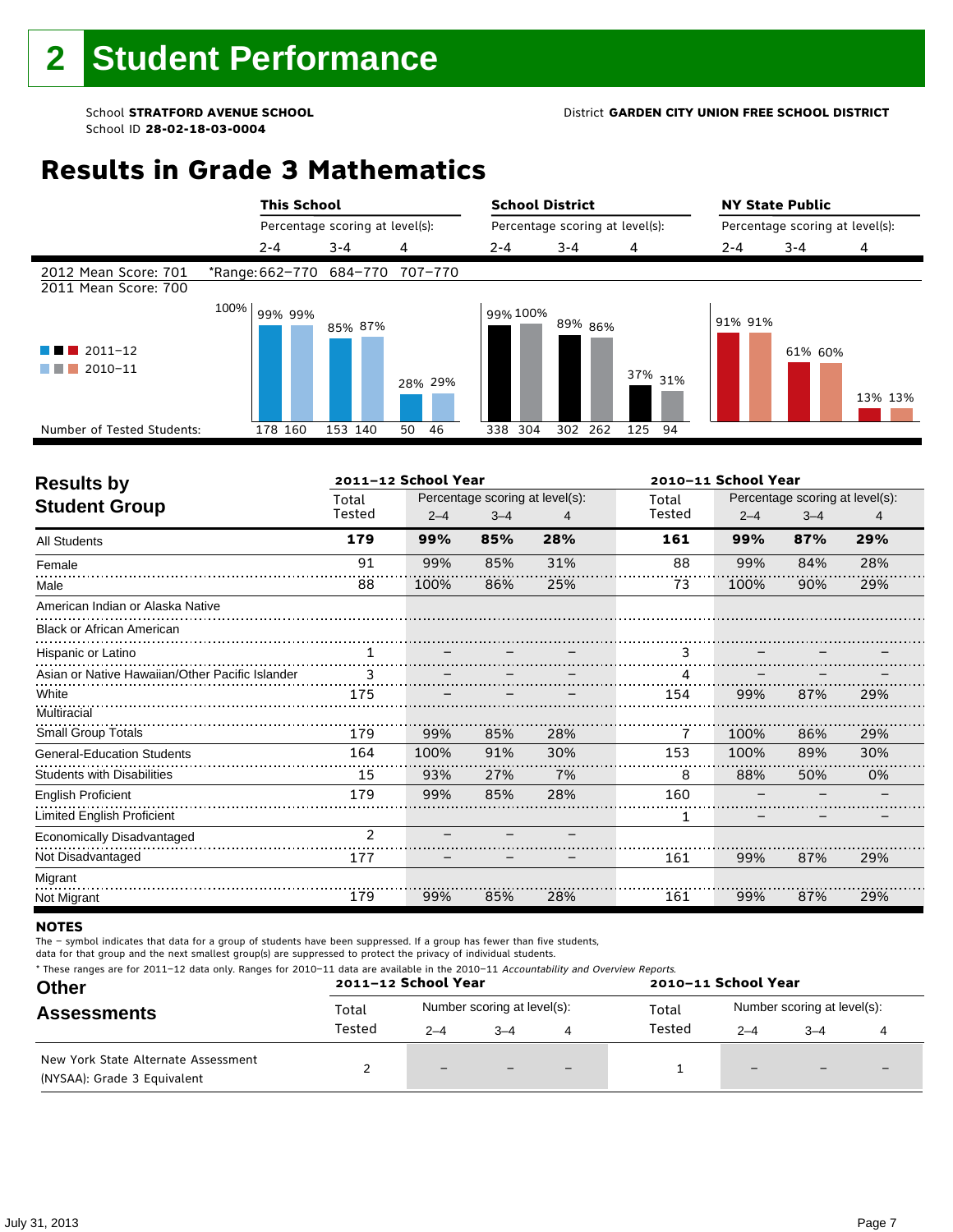# 2 Student Performance

School **STRATFORD AVENUE SCHOOL**
School ID **28-02-18-03-0004**

District **GARDEN CITY UNION FREE SCHOOL DISTRICT**

## Results in Grade 3 Mathematics

| | This School | | | School District | | | NY State Public | | |
|---|---|---|---|---|---|---|---|---|---|
| | Percentage scoring at level(s): | | | Percentage scoring at level(s): | | | Percentage scoring at level(s): | | |
| | 2-4 | 3-4 | 4 | 2-4 | 3-4 | 4 | 2-4 | 3-4 | 4 |
| 2012 Mean Score: 701 | *Range: 662–770 | 684–770 | 707–770 | | | | | | |
| 2011 Mean Score: 700 | | | | | | | | | |
| 2011–12 | 99% | 85% | 28% | 99% | 89% | 37% | 91% | 61% | 13% |
| 2010–11 | 99% | 87% | 29% | 100% | 86% | 31% | 91% | 60% | 13% |
| Number of Tested Students: 2011–12 | 178 | 153 | 50 | 338 | 302 | 125 | | | |
| Number of Tested Students: 2010–11 | 160 | 140 | 46 | 304 | 262 | 94 | | | |

| Results by Student Group | 2011–12 School Year | | | | 2010–11 School Year | | | |
|---|---|---|---|---|---|---|---|---|
| | Total Tested | Percentage scoring at level(s): 2–4 | 3–4 | 4 | Total Tested | Percentage scoring at level(s): 2–4 | 3–4 | 4 |
| **All Students** | **179** | **99%** | **85%** | **28%** | **161** | **99%** | **87%** | **29%** |
| Female | 91 | 99% | 85% | 31% | 88 | 99% | 84% | 28% |
| Male | 88 | 100% | 86% | 25% | 73 | 100% | 90% | 29% |
| American Indian or Alaska Native | | | | | | | | |
| Black or African American | | | | | | | | |
| Hispanic or Latino | 1 | – | – | – | 3 | – | – | – |
| Asian or Native Hawaiian/Other Pacific Islander | 3 | – | – | – | 4 | – | – | – |
| White | 175 | – | – | – | 154 | 99% | 87% | 29% |
| Multiracial | | | | | | | | |
| Small Group Totals | 179 | 99% | 85% | 28% | 7 | 100% | 86% | 29% |
| General-Education Students | 164 | 100% | 91% | 30% | 153 | 100% | 89% | 30% |
| Students with Disabilities | 15 | 93% | 27% | 7% | 8 | 88% | 50% | 0% |
| English Proficient | 179 | 99% | 85% | 28% | 160 | – | – | – |
| Limited English Proficient | | | | | 1 | – | – | – |
| Economically Disadvantaged | 2 | – | – | – | | | | |
| Not Disadvantaged | 177 | – | – | – | 161 | 99% | 87% | 29% |
| Migrant | | | | | | | | |
| Not Migrant | 179 | 99% | 85% | 28% | 161 | 99% | 87% | 29% |

**NOTES**

The – symbol indicates that data for a group of students have been suppressed. If a group has fewer than five students, data for that group and the next smallest group(s) are suppressed to protect the privacy of individual students.

\* These ranges are for 2011–12 data only. Ranges for 2010–11 data are available in the 2010–11 *Accountability and Overview Reports.*

| Other Assessments | 2011–12 School Year | | | | 2010–11 School Year | | | |
|---|---|---|---|---|---|---|---|---|
| | Total Tested | Number scoring at level(s): 2–4 | 3–4 | 4 | Total Tested | Number scoring at level(s): 2–4 | 3–4 | 4 |
| New York State Alternate Assessment (NYSAA): Grade 3 Equivalent | 2 | – | – | – | 1 | – | – | – |

July 31, 2013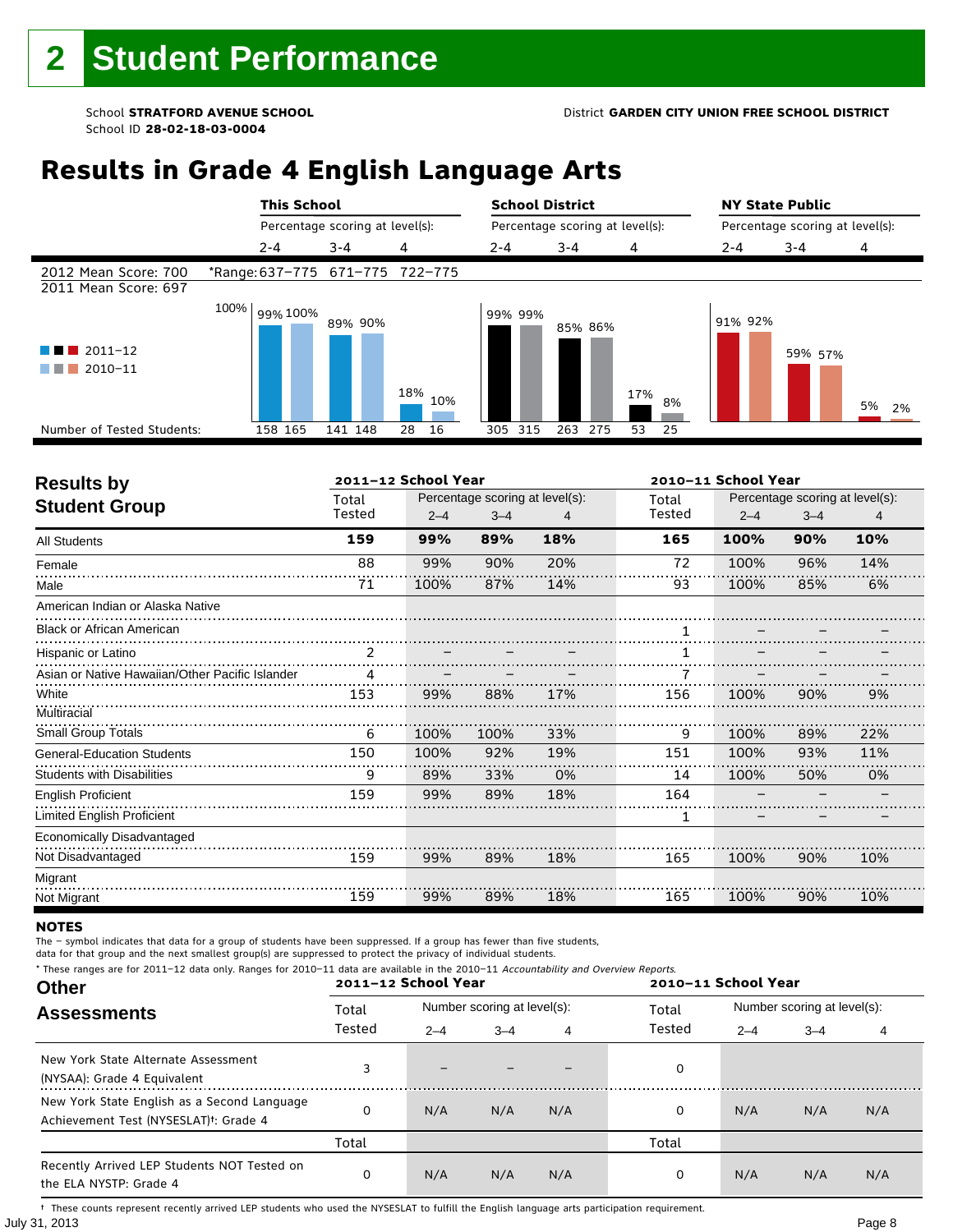# 2 Student Performance

School **STRATFORD AVENUE SCHOOL**
School ID **28-02-18-03-0004**

District **GARDEN CITY UNION FREE SCHOOL DISTRICT**

## Results in Grade 4 English Language Arts

| | This School | | | School District | | | NY State Public | | |
|---|---|---|---|---|---|---|---|---|---|
| | Percentage scoring at level(s): | | | Percentage scoring at level(s): | | | Percentage scoring at level(s): | | |
| | 2-4 | 3-4 | 4 | 2-4 | 3-4 | 4 | 2-4 | 3-4 | 4 |
| 2012 Mean Score: 700 | *Range: 637–775 | 671–775 | 722–775 | | | | | | |
| 2011 Mean Score: 697 | | | | | | | | | |
| 2011–12 | 99% | 89% | 18% | 99% | 85% | 17% | 91% | 59% | 5% |
| 2010–11 | 100% | 90% | 10% | 99% | 86% | 8% | 92% | 57% | 2% |
| Number of Tested Students: 2011–12 | 158 | 141 | 28 | 305 | 263 | 53 | | | |
| Number of Tested Students: 2010–11 | 165 | 148 | 16 | 315 | 275 | 25 | | | |

### Results by Student Group

| | 2011–12 School Year | | | | 2010–11 School Year | | | |
|---|---|---|---|---|---|---|---|---|
| | Total Tested | Percentage scoring at level(s): 2–4 | 3–4 | 4 | Total Tested | Percentage scoring at level(s): 2–4 | 3–4 | 4 |
| All Students | **159** | **99%** | **89%** | **18%** | **165** | **100%** | **90%** | **10%** |
| Female | 88 | 99% | 90% | 20% | 72 | 100% | 96% | 14% |
| Male | 71 | 100% | 87% | 14% | 93 | 100% | 85% | 6% |
| American Indian or Alaska Native | | | | | | | | |
| Black or African American | | | | | 1 | – | – | – |
| Hispanic or Latino | 2 | – | – | – | 1 | – | – | – |
| Asian or Native Hawaiian/Other Pacific Islander | 4 | – | – | – | 7 | – | – | – |
| White | 153 | 99% | 88% | 17% | 156 | 100% | 90% | 9% |
| Multiracial | | | | | | | | |
| Small Group Totals | 6 | 100% | 100% | 33% | 9 | 100% | 89% | 22% |
| General-Education Students | 150 | 100% | 92% | 19% | 151 | 100% | 93% | 11% |
| Students with Disabilities | 9 | 89% | 33% | 0% | 14 | 100% | 50% | 0% |
| English Proficient | 159 | 99% | 89% | 18% | 164 | – | – | – |
| Limited English Proficient | | | | | 1 | – | – | – |
| Economically Disadvantaged | | | | | | | | |
| Not Disadvantaged | 159 | 99% | 89% | 18% | 165 | 100% | 90% | 10% |
| Migrant | | | | | | | | |
| Not Migrant | 159 | 99% | 89% | 18% | 165 | 100% | 90% | 10% |

**NOTES**

The – symbol indicates that data for a group of students have been suppressed. If a group has fewer than five students, data for that group and the next smallest group(s) are suppressed to protect the privacy of individual students.

* These ranges are for 2011–12 data only. Ranges for 2010–11 data are available in the 2010–11 *Accountability and Overview Reports*.

### Other Assessments

| | 2011–12 School Year | | | | 2010–11 School Year | | | |
|---|---|---|---|---|---|---|---|---|
| | Total Tested | Number scoring at level(s): 2–4 | 3–4 | 4 | Total Tested | Number scoring at level(s): 2–4 | 3–4 | 4 |
| New York State Alternate Assessment (NYSAA): Grade 4 Equivalent | 3 | – | – | – | 0 | | | |
| New York State English as a Second Language Achievement Test (NYSESLAT)†: Grade 4 | 0 | N/A | N/A | N/A | 0 | N/A | N/A | N/A |
| | Total | | | | Total | | | |
| Recently Arrived LEP Students NOT Tested on the ELA NYSTP: Grade 4 | 0 | N/A | N/A | N/A | 0 | N/A | N/A | N/A |

† These counts represent recently arrived LEP students who used the NYSESLAT to fulfill the English language arts participation requirement.

July 31, 2013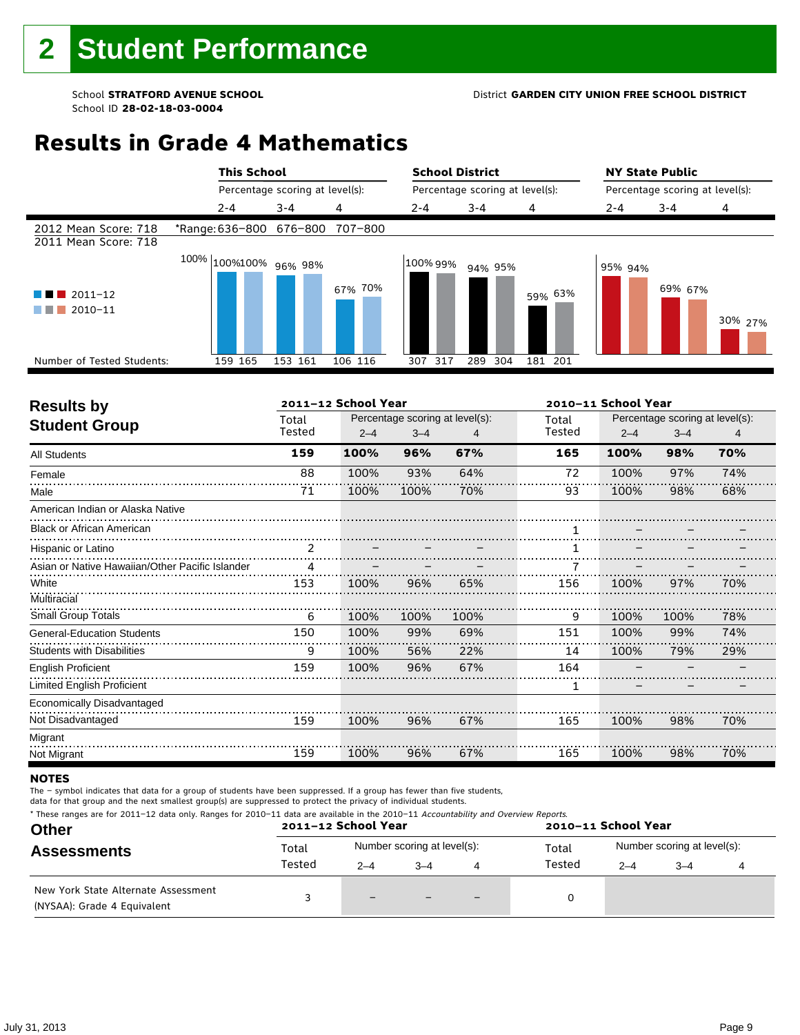# 2 Student Performance

School **STRATFORD AVENUE SCHOOL**
School ID **28-02-18-03-0004**

District **GARDEN CITY UNION FREE SCHOOL DISTRICT**

## Results in Grade 4 Mathematics

| | This School | | | School District | | | NY State Public | | |
|---|---|---|---|---|---|---|---|---|---|
| | Percentage scoring at level(s): | | | Percentage scoring at level(s): | | | Percentage scoring at level(s): | | |
| | 2-4 | 3-4 | 4 | 2-4 | 3-4 | 4 | 2-4 | 3-4 | 4 |
| 2012 Mean Score: 718 | *Range: 636–800 | 676–800 | 707–800 | | | | | | |
| 2011 Mean Score: 718 | | | | | | | | | |
| 2011–12 | 100% | 96% | 67% | 100% | 94% | 59% | 95% | 69% | 30% |
| 2010–11 | 100% | 98% | 70% | 99% | 95% | 63% | 94% | 67% | 27% |
| Number of Tested Students: 2011–12 | 159 | 153 | 106 | 307 | 289 | 181 | | | |
| Number of Tested Students: 2010–11 | 165 | 161 | 116 | 317 | 304 | 201 | | | |

| Results by Student Group | 2011–12 School Year | | | | 2010–11 School Year | | | |
|---|---|---|---|---|---|---|---|---|
| | Total Tested | Percentage scoring at level(s): 2–4 | 3–4 | 4 | Total Tested | Percentage scoring at level(s): 2–4 | 3–4 | 4 |
| **All Students** | **159** | **100%** | **96%** | **67%** | **165** | **100%** | **98%** | **70%** |
| Female | 88 | 100% | 93% | 64% | 72 | 100% | 97% | 74% |
| Male | 71 | 100% | 100% | 70% | 93 | 100% | 98% | 68% |
| American Indian or Alaska Native | | | | | | | | |
| Black or African American | | | | | 1 | – | – | – |
| Hispanic or Latino | 2 | – | – | – | 1 | – | – | – |
| Asian or Native Hawaiian/Other Pacific Islander | 4 | – | – | – | 7 | – | – | – |
| White | 153 | 100% | 96% | 65% | 156 | 100% | 97% | 70% |
| Multiracial | | | | | | | | |
| Small Group Totals | 6 | 100% | 100% | 100% | 9 | 100% | 100% | 78% |
| General-Education Students | 150 | 100% | 99% | 69% | 151 | 100% | 99% | 74% |
| Students with Disabilities | 9 | 100% | 56% | 22% | 14 | 100% | 79% | 29% |
| English Proficient | 159 | 100% | 96% | 67% | 164 | – | – | – |
| Limited English Proficient | | | | | 1 | – | – | – |
| Economically Disadvantaged | | | | | | | | |
| Not Disadvantaged | 159 | 100% | 96% | 67% | 165 | 100% | 98% | 70% |
| Migrant | | | | | | | | |
| Not Migrant | 159 | 100% | 96% | 67% | 165 | 100% | 98% | 70% |

**NOTES**

The – symbol indicates that data for a group of students have been suppressed. If a group has fewer than five students, data for that group and the next smallest group(s) are suppressed to protect the privacy of individual students.

\* These ranges are for 2011–12 data only. Ranges for 2010–11 data are available in the 2010–11 *Accountability and Overview Reports*.

| Other Assessments | 2011–12 School Year | | | | 2010–11 School Year | | | |
|---|---|---|---|---|---|---|---|---|
| | Total Tested | Number scoring at level(s): 2–4 | 3–4 | 4 | Total Tested | Number scoring at level(s): 2–4 | 3–4 | 4 |
| New York State Alternate Assessment (NYSAA): Grade 4 Equivalent | 3 | – | – | – | 0 | | | |

July 31, 2013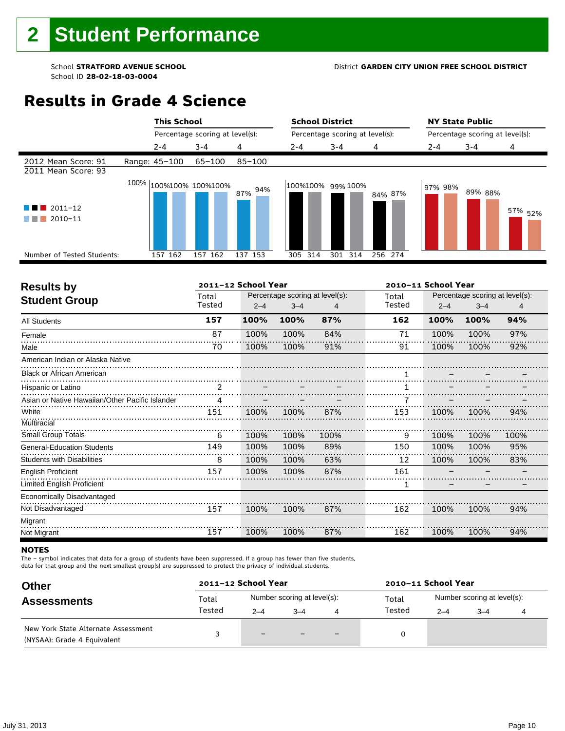# 2 Student Performance

School **STRATFORD AVENUE SCHOOL**
School ID **28-02-18-03-0004**

District **GARDEN CITY UNION FREE SCHOOL DISTRICT**

## Results in Grade 4 Science

| | This School | | | School District | | | NY State Public | | |
|---|---|---|---|---|---|---|---|---|---|
| | Percentage scoring at level(s): | | | Percentage scoring at level(s): | | | Percentage scoring at level(s): | | |
| | 2-4 | 3-4 | 4 | 2-4 | 3-4 | 4 | 2-4 | 3-4 | 4 |
| 2012 Mean Score: 91 / Range: | 45–100 | 65–100 | 85–100 | | | | | | |
| 2011 Mean Score: 93 | | | | | | | | | |
| 2011–12 | 100% | 100% | 87% | 100% | 99% | 84% | 97% | 89% | 57% |
| 2010–11 | 100% | 100% | 94% | 100% | 100% | 87% | 98% | 88% | 52% |
| Number of Tested Students: 2011–12 | 157 | 157 | 137 | 305 | 301 | 256 | | | |
| Number of Tested Students: 2010–11 | 162 | 162 | 153 | 314 | 314 | 274 | | | |

| Results by Student Group | 2011–12 School Year Total Tested | Percentage scoring at level(s): 2–4 | 3–4 | 4 | 2010–11 School Year Total Tested | Percentage scoring at level(s): 2–4 | 3–4 | 4 |
|---|---|---|---|---|---|---|---|---|
| **All Students** | **157** | **100%** | **100%** | **87%** | **162** | **100%** | **100%** | **94%** |
| Female | 87 | 100% | 100% | 84% | 71 | 100% | 100% | 97% |
| Male | 70 | 100% | 100% | 91% | 91 | 100% | 100% | 92% |
| American Indian or Alaska Native | | | | | | | | |
| Black or African American | | | | | 1 | – | – | – |
| Hispanic or Latino | 2 | – | – | – | 1 | – | – | – |
| Asian or Native Hawaiian/Other Pacific Islander | 4 | – | – | – | 7 | – | – | – |
| White | 151 | 100% | 100% | 87% | 153 | 100% | 100% | 94% |
| Multiracial | | | | | | | | |
| Small Group Totals | 6 | 100% | 100% | 100% | 9 | 100% | 100% | 100% |
| General-Education Students | 149 | 100% | 100% | 89% | 150 | 100% | 100% | 95% |
| Students with Disabilities | 8 | 100% | 100% | 63% | 12 | 100% | 100% | 83% |
| English Proficient | 157 | 100% | 100% | 87% | 161 | – | – | – |
| Limited English Proficient | | | | | 1 | – | – | – |
| Economically Disadvantaged | | | | | | | | |
| Not Disadvantaged | 157 | 100% | 100% | 87% | 162 | 100% | 100% | 94% |
| Migrant | | | | | | | | |
| Not Migrant | 157 | 100% | 100% | 87% | 162 | 100% | 100% | 94% |

**NOTES**

The – symbol indicates that data for a group of students have been suppressed. If a group has fewer than five students, data for that group and the next smallest group(s) are suppressed to protect the privacy of individual students.

| Other Assessments | 2011–12 School Year Total Tested | Number scoring at level(s): 2–4 | 3–4 | 4 | 2010–11 School Year Total Tested | Number scoring at level(s): 2–4 | 3–4 | 4 |
|---|---|---|---|---|---|---|---|---|
| New York State Alternate Assessment (NYSAA): Grade 4 Equivalent | 3 | – | – | – | 0 | | | |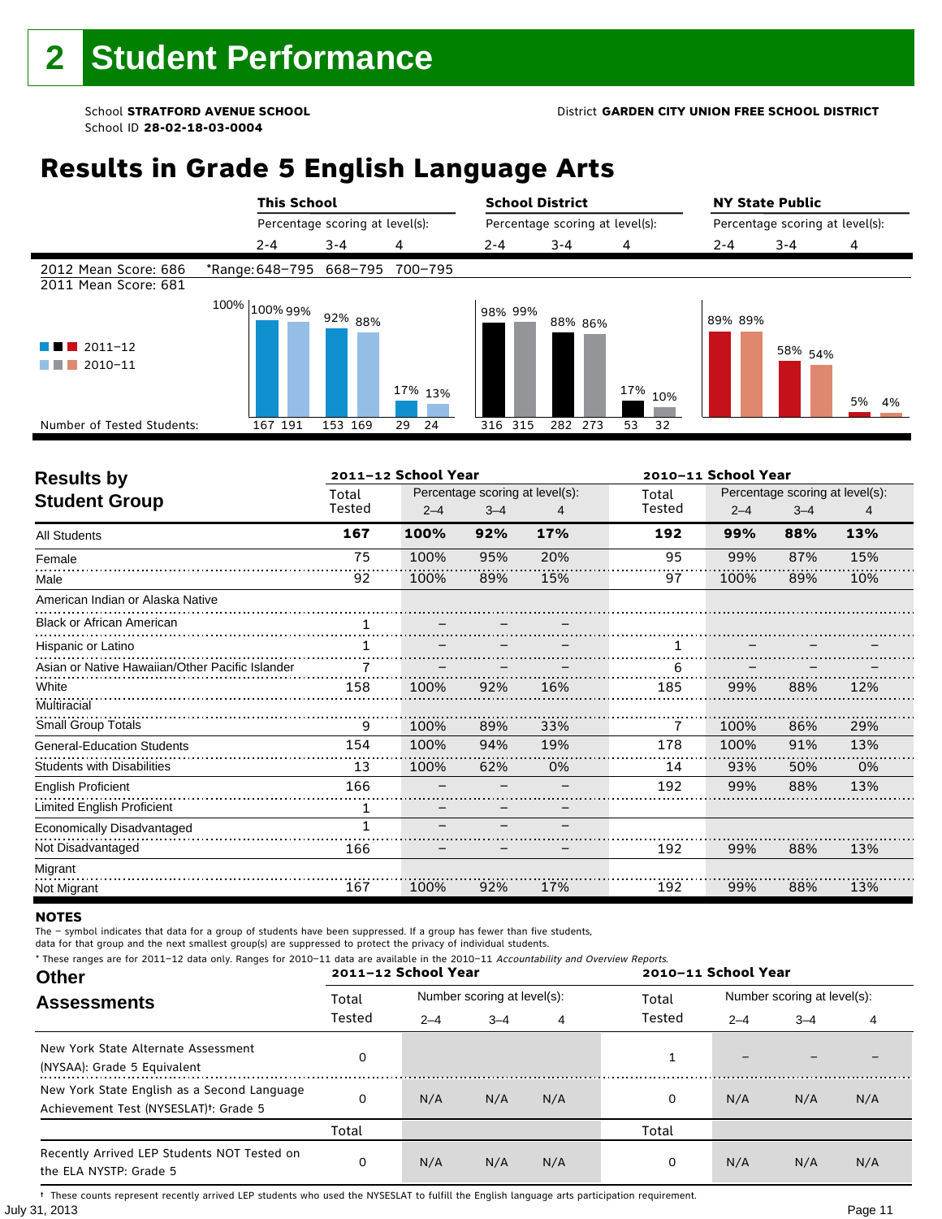# 2 Student Performance

School **STRATFORD AVENUE SCHOOL**
School ID **28-02-18-03-0004**

District **GARDEN CITY UNION FREE SCHOOL DISTRICT**

## Results in Grade 5 English Language Arts

| | This School | | | School District | | | NY State Public | | |
|---|---|---|---|---|---|---|---|---|---|
| | Percentage scoring at level(s): | | | Percentage scoring at level(s): | | | Percentage scoring at level(s): | | |
| | 2-4 | 3-4 | 4 | 2-4 | 3-4 | 4 | 2-4 | 3-4 | 4 |
| 2012 Mean Score: 686 / 2011 Mean Score: 681 | *Range: 648–795 | 668–795 | 700–795 | | | | | | |
| 2011–12 | 100% | 92% | 17% | 98% | 88% | 17% | 89% | 58% | 5% |
| 2010–11 | 99% | 88% | 13% | 99% | 86% | 10% | 89% | 54% | 4% |
| Number of Tested Students: 2011–12 | 167 | 153 | 29 | 316 | 282 | 53 | | | |
| Number of Tested Students: 2010–11 | 191 | 169 | 24 | 315 | 273 | 32 | | | |

## Results by Student Group

| | 2011–12 School Year | | | | 2010–11 School Year | | | |
|---|---|---|---|---|---|---|---|---|
| | Total Tested | Percentage scoring at level(s): 2–4 | 3–4 | 4 | Total Tested | Percentage scoring at level(s): 2–4 | 3–4 | 4 |
| **All Students** | **167** | **100%** | **92%** | **17%** | **192** | **99%** | **88%** | **13%** |
| Female | 75 | 100% | 95% | 20% | 95 | 99% | 87% | 15% |
| Male | 92 | 100% | 89% | 15% | 97 | 100% | 89% | 10% |
| American Indian or Alaska Native | | | | | | | | |
| Black or African American | 1 | – | – | – | | | | |
| Hispanic or Latino | 1 | – | – | – | 1 | – | – | – |
| Asian or Native Hawaiian/Other Pacific Islander | 7 | – | – | – | 6 | – | – | – |
| White | 158 | 100% | 92% | 16% | 185 | 99% | 88% | 12% |
| Multiracial | | | | | | | | |
| Small Group Totals | 9 | 100% | 89% | 33% | 7 | 100% | 86% | 29% |
| General-Education Students | 154 | 100% | 94% | 19% | 178 | 100% | 91% | 13% |
| Students with Disabilities | 13 | 100% | 62% | 0% | 14 | 93% | 50% | 0% |
| English Proficient | 166 | – | – | – | 192 | 99% | 88% | 13% |
| Limited English Proficient | 1 | – | – | – | | | | |
| Economically Disadvantaged | 1 | – | – | – | | | | |
| Not Disadvantaged | 166 | – | – | – | 192 | 99% | 88% | 13% |
| Migrant | | | | | | | | |
| Not Migrant | 167 | 100% | 92% | 17% | 192 | 99% | 88% | 13% |

**NOTES**

The – symbol indicates that data for a group of students have been suppressed. If a group has fewer than five students, data for that group and the next smallest group(s) are suppressed to protect the privacy of individual students.

\* These ranges are for 2011–12 data only. Ranges for 2010–11 data are available in the 2010–11 *Accountability and Overview Reports.*

## Other Assessments

| | 2011–12 School Year | | | | 2010–11 School Year | | | |
|---|---|---|---|---|---|---|---|---|
| | Total Tested | Number scoring at level(s): 2–4 | 3–4 | 4 | Total Tested | Number scoring at level(s): 2–4 | 3–4 | 4 |
| New York State Alternate Assessment (NYSAA): Grade 5 Equivalent | 0 | | | | 1 | – | – | – |
| New York State English as a Second Language Achievement Test (NYSESLAT)†: Grade 5 | 0 | N/A | N/A | N/A | 0 | N/A | N/A | N/A |
| | Total | | | | Total | | | |
| Recently Arrived LEP Students NOT Tested on the ELA NYSTP: Grade 5 | 0 | N/A | N/A | N/A | 0 | N/A | N/A | N/A |

† These counts represent recently arrived LEP students who used the NYSESLAT to fulfill the English language arts participation requirement.

July 31, 2013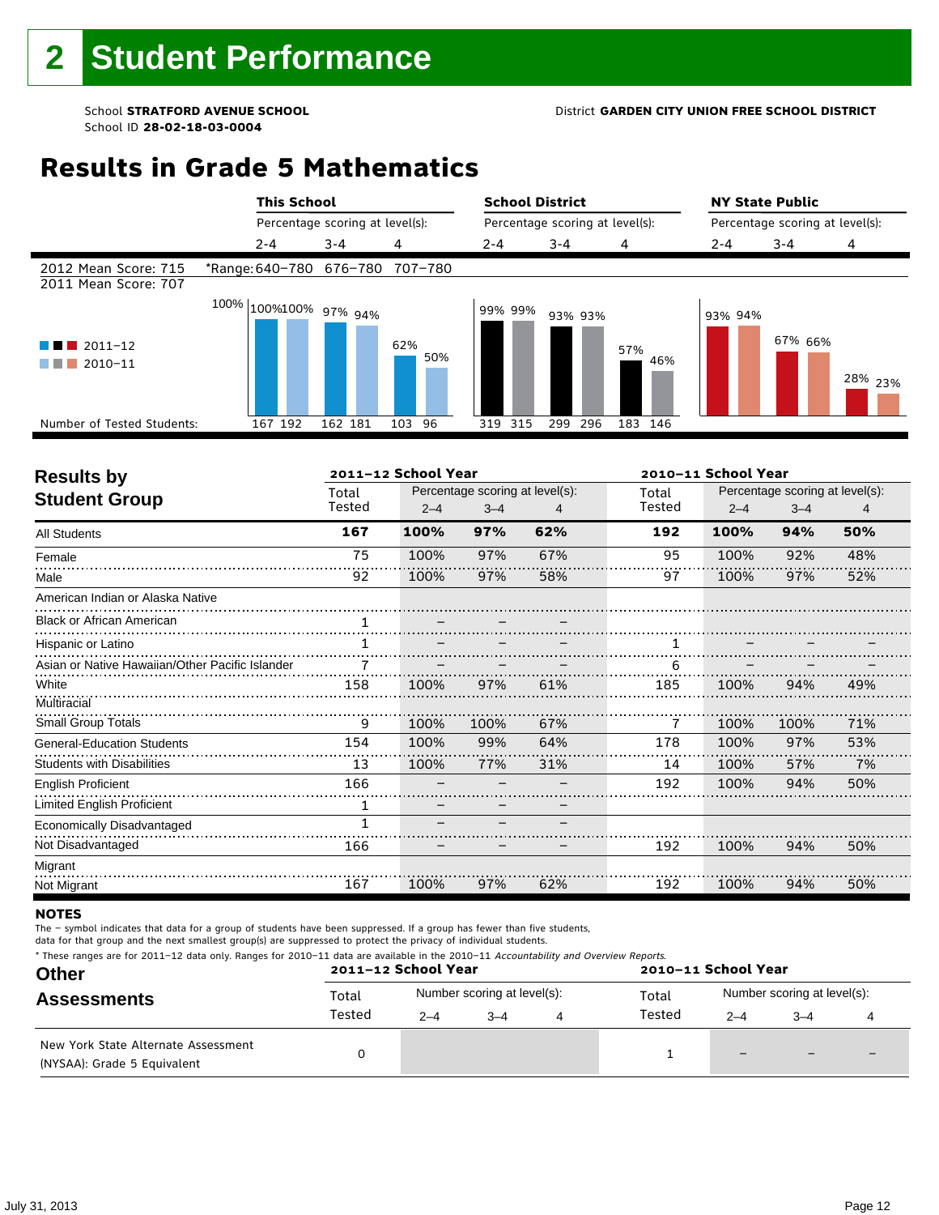# 2 Student Performance

School **STRATFORD AVENUE SCHOOL**
School ID **28-02-18-03-0004**

District **GARDEN CITY UNION FREE SCHOOL DISTRICT**

## Results in Grade 5 Mathematics

| | This School | | | School District | | | NY State Public | | |
|---|---|---|---|---|---|---|---|---|---|
| | Percentage scoring at level(s): | | | Percentage scoring at level(s): | | | Percentage scoring at level(s): | | |
| | 2-4 | 3-4 | 4 | 2-4 | 3-4 | 4 | 2-4 | 3-4 | 4 |
| 2012 Mean Score: 715 | *Range: 640–780 | 676–780 | 707–780 | | | | | | |
| 2011 Mean Score: 707 | | | | | | | | | |
| 2011–12 | 100% | 97% | 62% | 99% | 93% | 57% | 93% | 67% | 28% |
| 2010–11 | 100% | 94% | 50% | 99% | 93% | 46% | 94% | 66% | 23% |
| Number of Tested Students: 2011–12 | 167 | 162 | 103 | 319 | 299 | 183 | | | |
| Number of Tested Students: 2010–11 | 192 | 181 | 96 | 315 | 296 | 146 | | | |

| Results by Student Group | 2011–12 Total Tested | 2011–12 2–4 | 2011–12 3–4 | 2011–12 4 | 2010–11 Total Tested | 2010–11 2–4 | 2010–11 3–4 | 2010–11 4 |
|---|---|---|---|---|---|---|---|---|
| **All Students** | **167** | **100%** | **97%** | **62%** | **192** | **100%** | **94%** | **50%** |
| Female | 75 | 100% | 97% | 67% | 95 | 100% | 92% | 48% |
| Male | 92 | 100% | 97% | 58% | 97 | 100% | 97% | 52% |
| American Indian or Alaska Native | | | | | | | | |
| Black or African American | 1 | – | – | – | | | | |
| Hispanic or Latino | 1 | – | – | – | 1 | – | – | – |
| Asian or Native Hawaiian/Other Pacific Islander | 7 | – | – | – | 6 | – | – | – |
| White | 158 | 100% | 97% | 61% | 185 | 100% | 94% | 49% |
| Multiracial | | | | | | | | |
| Small Group Totals | 9 | 100% | 100% | 67% | 7 | 100% | 100% | 71% |
| General-Education Students | 154 | 100% | 99% | 64% | 178 | 100% | 97% | 53% |
| Students with Disabilities | 13 | 100% | 77% | 31% | 14 | 100% | 57% | 7% |
| English Proficient | 166 | – | – | – | 192 | 100% | 94% | 50% |
| Limited English Proficient | 1 | – | – | – | | | | |
| Economically Disadvantaged | 1 | – | – | – | | | | |
| Not Disadvantaged | 166 | – | – | – | 192 | 100% | 94% | 50% |
| Migrant | | | | | | | | |
| Not Migrant | 167 | 100% | 97% | 62% | 192 | 100% | 94% | 50% |

**NOTES**

The – symbol indicates that data for a group of students have been suppressed. If a group has fewer than five students, data for that group and the next smallest group(s) are suppressed to protect the privacy of individual students.

* These ranges are for 2011–12 data only. Ranges for 2010–11 data are available in the 2010–11 *Accountability and Overview Reports.*

| Other Assessments | 2011–12 Total Tested | 2011–12 2–4 | 2011–12 3–4 | 2011–12 4 | 2010–11 Total Tested | 2010–11 2–4 | 2010–11 3–4 | 2010–11 4 |
|---|---|---|---|---|---|---|---|---|
| New York State Alternate Assessment (NYSAA): Grade 5 Equivalent | 0 | | | | 1 | – | – | – |

July 31, 2013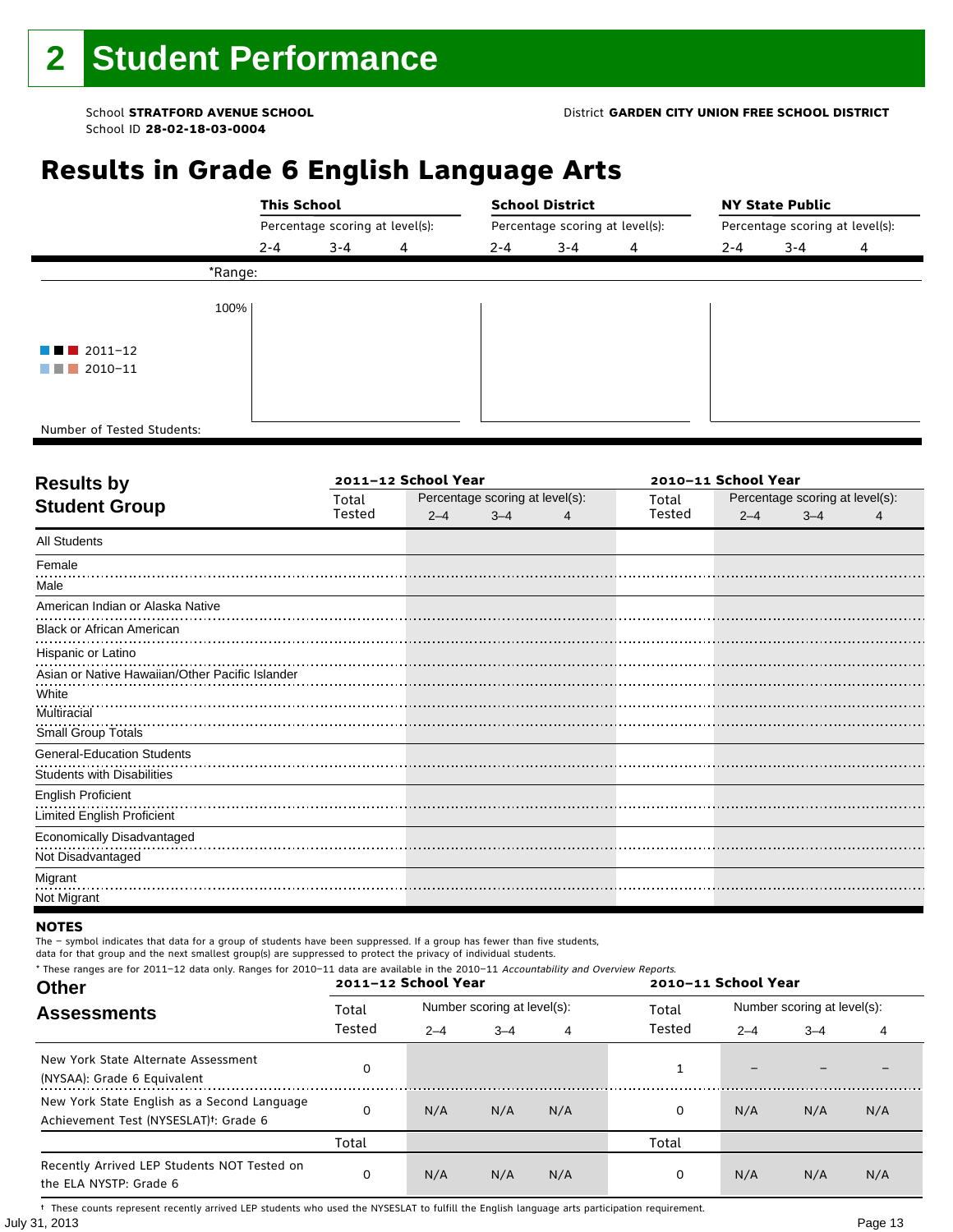# 2 Student Performance

School **STRATFORD AVENUE SCHOOL**
School ID **28-02-18-03-0004**

District **GARDEN CITY UNION FREE SCHOOL DISTRICT**

## Results in Grade 6 English Language Arts

| | This School | | | School District | | | NY State Public | | |
|---|---|---|---|---|---|---|---|---|---|
| | Percentage scoring at level(s): | | | Percentage scoring at level(s): | | | Percentage scoring at level(s): | | |
| | 2-4 | 3-4 | 4 | 2-4 | 3-4 | 4 | 2-4 | 3-4 | 4 |
| *Range: | | | | | | | | | |
| 100% | | | | | | | | | |
| 2011–12 / 2010–11 | | | | | | | | | |
| Number of Tested Students: | | | | | | | | | |

| Results by Student Group | 2011–12 School Year | | | | 2010–11 School Year | | | |
|---|---|---|---|---|---|---|---|---|
| | Total Tested | Percentage scoring at level(s): | | | Total Tested | Percentage scoring at level(s): | | |
| | | 2–4 | 3–4 | 4 | | 2–4 | 3–4 | 4 |
| All Students | | | | | | | | |
| Female | | | | | | | | |
| Male | | | | | | | | |
| American Indian or Alaska Native | | | | | | | | |
| Black or African American | | | | | | | | |
| Hispanic or Latino | | | | | | | | |
| Asian or Native Hawaiian/Other Pacific Islander | | | | | | | | |
| White | | | | | | | | |
| Multiracial | | | | | | | | |
| Small Group Totals | | | | | | | | |
| General-Education Students | | | | | | | | |
| Students with Disabilities | | | | | | | | |
| English Proficient | | | | | | | | |
| Limited English Proficient | | | | | | | | |
| Economically Disadvantaged | | | | | | | | |
| Not Disadvantaged | | | | | | | | |
| Migrant | | | | | | | | |
| Not Migrant | | | | | | | | |

**NOTES**

The – symbol indicates that data for a group of students have been suppressed. If a group has fewer than five students, data for that group and the next smallest group(s) are suppressed to protect the privacy of individual students.

* These ranges are for 2011–12 data only. Ranges for 2010–11 data are available in the 2010–11 *Accountability and Overview Reports*.

| Other Assessments | 2011–12 School Year | | | | 2010–11 School Year | | | |
|---|---|---|---|---|---|---|---|---|
| | Total Tested | Number scoring at level(s): | | | Total Tested | Number scoring at level(s): | | |
| | | 2–4 | 3–4 | 4 | | 2–4 | 3–4 | 4 |
| New York State Alternate Assessment (NYSAA): Grade 6 Equivalent | 0 | | | | 1 | – | – | – |
| New York State English as a Second Language Achievement Test (NYSESLAT)†: Grade 6 | 0 | N/A | N/A | N/A | 0 | N/A | N/A | N/A |
| | Total | | | | Total | | | |
| Recently Arrived LEP Students NOT Tested on the ELA NYSTP: Grade 6 | 0 | N/A | N/A | N/A | 0 | N/A | N/A | N/A |

† These counts represent recently arrived LEP students who used the NYSESLAT to fulfill the English language arts participation requirement.

July 31, 2013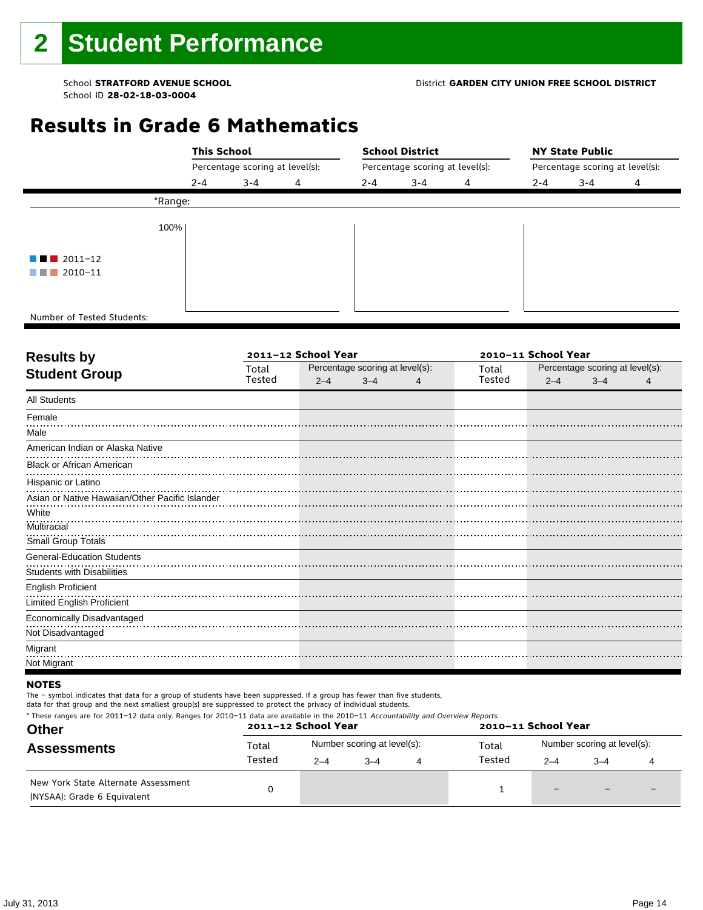# 2 Student Performance

School **STRATFORD AVENUE SCHOOL**
School ID **28-02-18-03-0004**

District **GARDEN CITY UNION FREE SCHOOL DISTRICT**

## Results in Grade 6 Mathematics

| | This School | | | School District | | | NY State Public | | |
|---|---|---|---|---|---|---|---|---|---|
| | Percentage scoring at level(s): | | | Percentage scoring at level(s): | | | Percentage scoring at level(s): | | |
| | 2-4 | 3-4 | 4 | 2-4 | 3-4 | 4 | 2-4 | 3-4 | 4 |
| *Range: | | | | | | | | | |
| Number of Tested Students: | | | | | | | | | |

100%

2011–12
2010–11

| Results by Student Group | 2011–12 School Year | | | | 2010–11 School Year | | | |
|---|---|---|---|---|---|---|---|---|
| | Total Tested | Percentage scoring at level(s): | | | Total Tested | Percentage scoring at level(s): | | |
| | | 2–4 | 3–4 | 4 | | 2–4 | 3–4 | 4 |
| All Students | | | | | | | | |
| Female | | | | | | | | |
| Male | | | | | | | | |
| American Indian or Alaska Native | | | | | | | | |
| Black or African American | | | | | | | | |
| Hispanic or Latino | | | | | | | | |
| Asian or Native Hawaiian/Other Pacific Islander | | | | | | | | |
| White | | | | | | | | |
| Multiracial | | | | | | | | |
| Small Group Totals | | | | | | | | |
| General-Education Students | | | | | | | | |
| Students with Disabilities | | | | | | | | |
| English Proficient | | | | | | | | |
| Limited English Proficient | | | | | | | | |
| Economically Disadvantaged | | | | | | | | |
| Not Disadvantaged | | | | | | | | |
| Migrant | | | | | | | | |
| Not Migrant | | | | | | | | |

**NOTES**

The – symbol indicates that data for a group of students have been suppressed. If a group has fewer than five students, data for that group and the next smallest group(s) are suppressed to protect the privacy of individual students.

\* These ranges are for 2011–12 data only. Ranges for 2010–11 data are available in the 2010–11 *Accountability and Overview Reports*.

| Other Assessments | 2011–12 School Year | | | | 2010–11 School Year | | | |
|---|---|---|---|---|---|---|---|---|
| | Total Tested | Number scoring at level(s): | | | Total Tested | Number scoring at level(s): | | |
| | | 2–4 | 3–4 | 4 | | 2–4 | 3–4 | 4 |
| New York State Alternate Assessment (NYSAA): Grade 6 Equivalent | 0 | | | | 1 | – | – | – |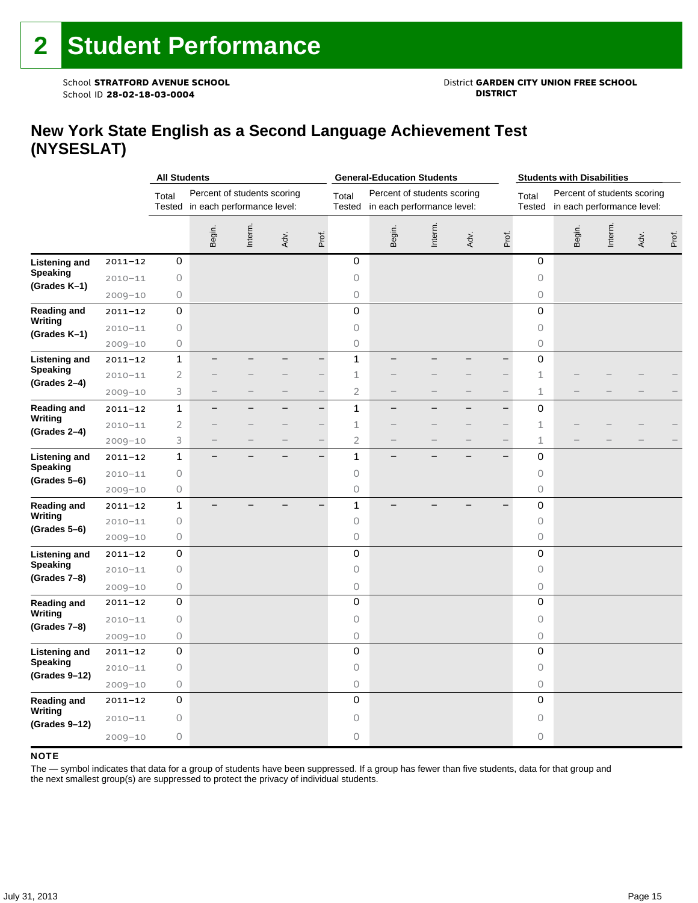# 2 Student Performance

School **STRATFORD AVENUE SCHOOL**
School ID **28-02-18-03-0004**

District **GARDEN CITY UNION FREE SCHOOL DISTRICT**

## New York State English as a Second Language Achievement Test (NYSESLAT)

| | | All Students | | | | | General-Education Students | | | | | Students with Disabilities | | | | |
|---|---|---|---|---|---|---|---|---|---|---|---|---|---|---|---|---|
| | | Total Tested | Percent of students scoring in each performance level: | | | | Total Tested | Percent of students scoring in each performance level: | | | | Total Tested | Percent of students scoring in each performance level: | | | |
| | | | Begin. | Interm. | Adv. | Prof. | | Begin. | Interm. | Adv. | Prof. | | Begin. | Interm. | Adv. | Prof. |
| **Listening and Speaking (Grades K–1)** | 2011–12 | 0 | | | | | 0 | | | | | 0 | | | | |
| | 2010–11 | 0 | | | | | 0 | | | | | 0 | | | | |
| | 2009–10 | 0 | | | | | 0 | | | | | 0 | | | | |
| **Reading and Writing (Grades K–1)** | 2011–12 | 0 | | | | | 0 | | | | | 0 | | | | |
| | 2010–11 | 0 | | | | | 0 | | | | | 0 | | | | |
| | 2009–10 | 0 | | | | | 0 | | | | | 0 | | | | |
| **Listening and Speaking (Grades 2–4)** | 2011–12 | 1 | — | — | — | — | 1 | — | — | — | — | 0 | | | | |
| | 2010–11 | 2 | — | — | — | — | 1 | — | — | — | — | 1 | — | — | — | — |
| | 2009–10 | 3 | — | — | — | — | 2 | — | — | — | — | 1 | — | — | — | — |
| **Reading and Writing (Grades 2–4)** | 2011–12 | 1 | — | — | — | — | 1 | — | — | — | — | 0 | | | | |
| | 2010–11 | 2 | — | — | — | — | 1 | — | — | — | — | 1 | — | — | — | — |
| | 2009–10 | 3 | — | — | — | — | 2 | — | — | — | — | 1 | — | — | — | — |
| **Listening and Speaking (Grades 5–6)** | 2011–12 | 1 | — | — | — | — | 1 | — | — | — | — | 0 | | | | |
| | 2010–11 | 0 | | | | | 0 | | | | | 0 | | | | |
| | 2009–10 | 0 | | | | | 0 | | | | | 0 | | | | |
| **Reading and Writing (Grades 5–6)** | 2011–12 | 1 | — | — | — | — | 1 | — | — | — | — | 0 | | | | |
| | 2010–11 | 0 | | | | | 0 | | | | | 0 | | | | |
| | 2009–10 | 0 | | | | | 0 | | | | | 0 | | | | |
| **Listening and Speaking (Grades 7–8)** | 2011–12 | 0 | | | | | 0 | | | | | 0 | | | | |
| | 2010–11 | 0 | | | | | 0 | | | | | 0 | | | | |
| | 2009–10 | 0 | | | | | 0 | | | | | 0 | | | | |
| **Reading and Writing (Grades 7–8)** | 2011–12 | 0 | | | | | 0 | | | | | 0 | | | | |
| | 2010–11 | 0 | | | | | 0 | | | | | 0 | | | | |
| | 2009–10 | 0 | | | | | 0 | | | | | 0 | | | | |
| **Listening and Speaking (Grades 9–12)** | 2011–12 | 0 | | | | | 0 | | | | | 0 | | | | |
| | 2010–11 | 0 | | | | | 0 | | | | | 0 | | | | |
| | 2009–10 | 0 | | | | | 0 | | | | | 0 | | | | |
| **Reading and Writing (Grades 9–12)** | 2011–12 | 0 | | | | | 0 | | | | | 0 | | | | |
| | 2010–11 | 0 | | | | | 0 | | | | | 0 | | | | |
| | 2009–10 | 0 | | | | | 0 | | | | | 0 | | | | |

**NOTE**

The — symbol indicates that data for a group of students have been suppressed. If a group has fewer than five students, data for that group and the next smallest group(s) are suppressed to protect the privacy of individual students.

July 31, 2013